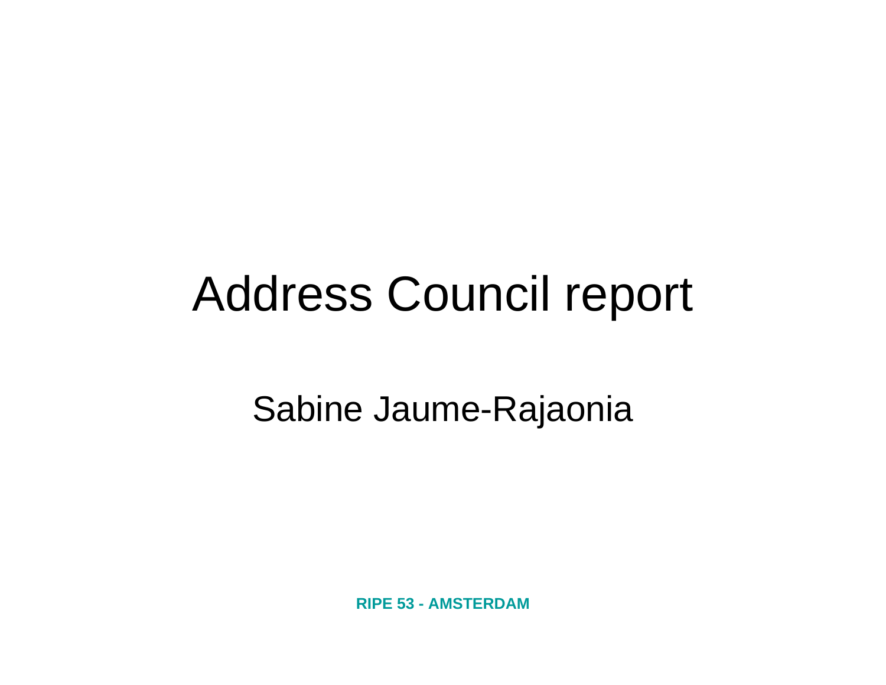# Address Council report

Sabine Jaume-Rajaonia

**RIPE 53 - AMSTERDAM**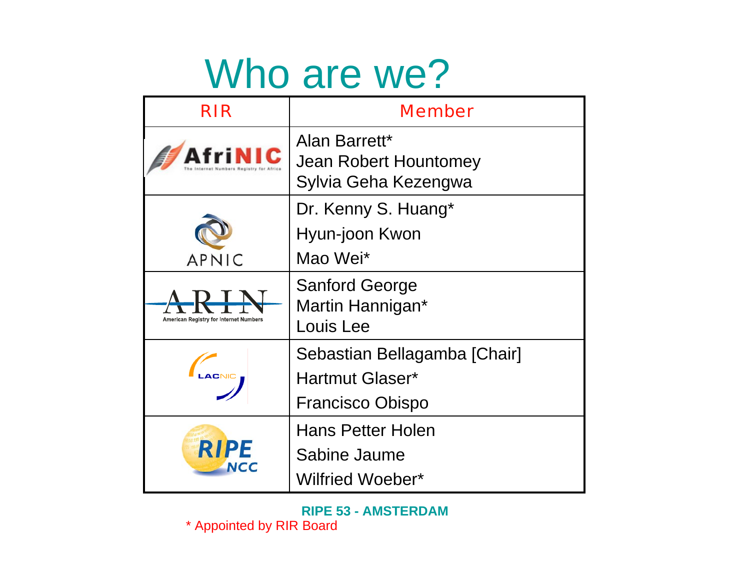# Who are we?

| RIR | Member |
|---|---|
| AfriNIC | Alan Barrett*<br>Jean Robert Hountomey<br>Sylvia Geha Kezengwa |
| APNIC | Dr. Kenny S. Huang*<br>Hyun-joon Kwon<br>Mao Wei* |
| ARIN | Sanford George<br>Martin Hannigan*<br>Louis Lee |
| LACNIC | Sebastian Bellagamba [Chair]<br>Hartmut Glaser*<br>Francisco Obispo |
| RIPE NCC | Hans Petter Holen<br>Sabine Jaume<br>Wilfried Woeber* |

* Appointed by RIR Board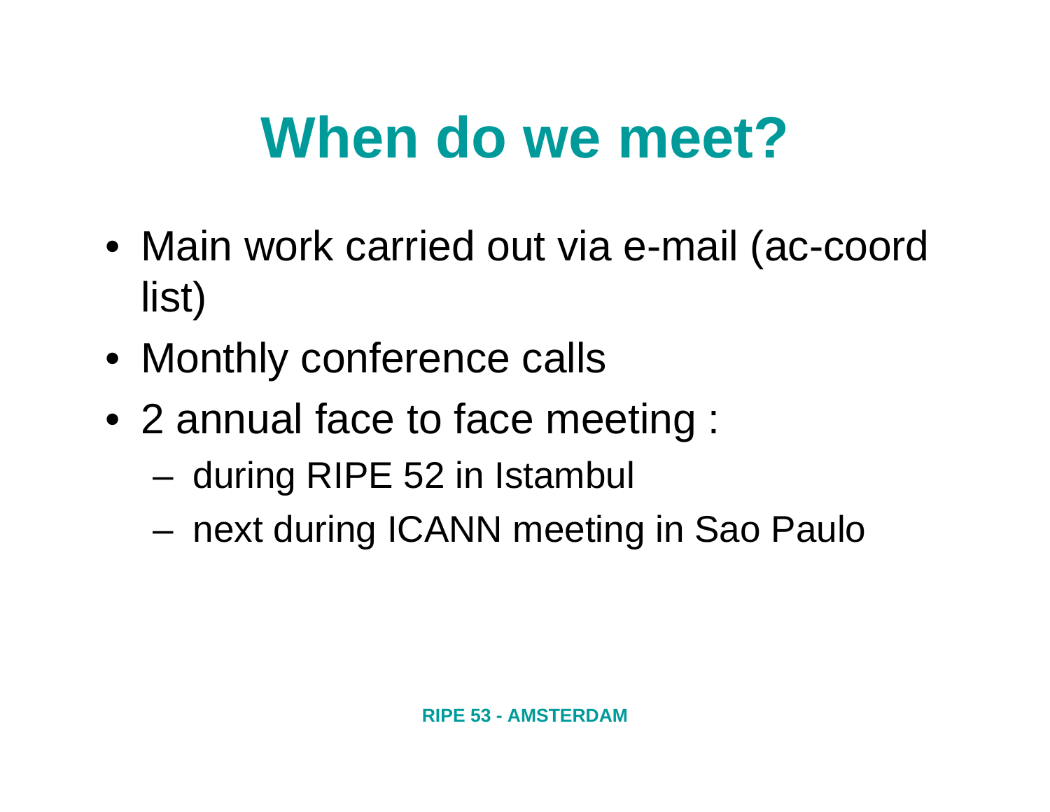# When do we meet?

- Main work carried out via e-mail (ac-coord list)
- Monthly conference calls
- 2 annual face to face meeting :
  - during RIPE 52 in Istambul
  - next during ICANN meeting in Sao Paulo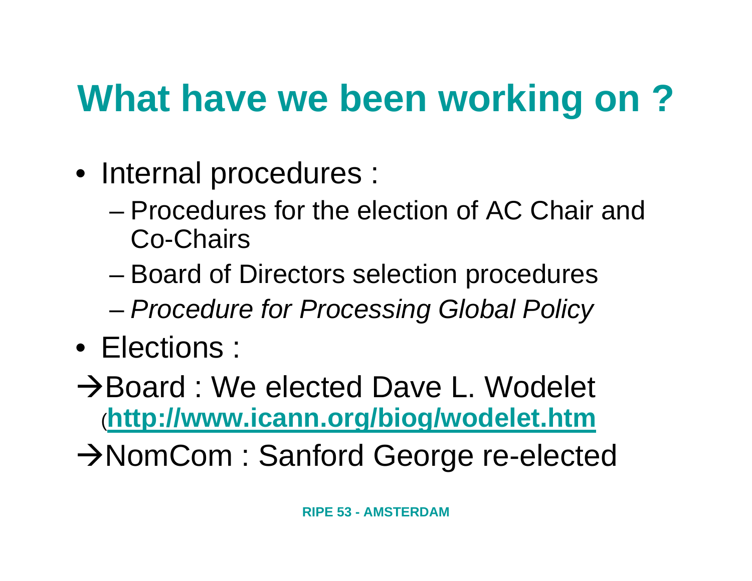# What have we been working on ?

- Internal procedures :
  - Procedures for the election of AC Chair and Co-Chairs
  - Board of Directors selection procedures
  - *Procedure for Processing Global Policy*
- Elections :

→Board : We elected Dave L. Wodelet (**http://www.icann.org/biog/wodelet.htm**

→NomCom : Sanford George re-elected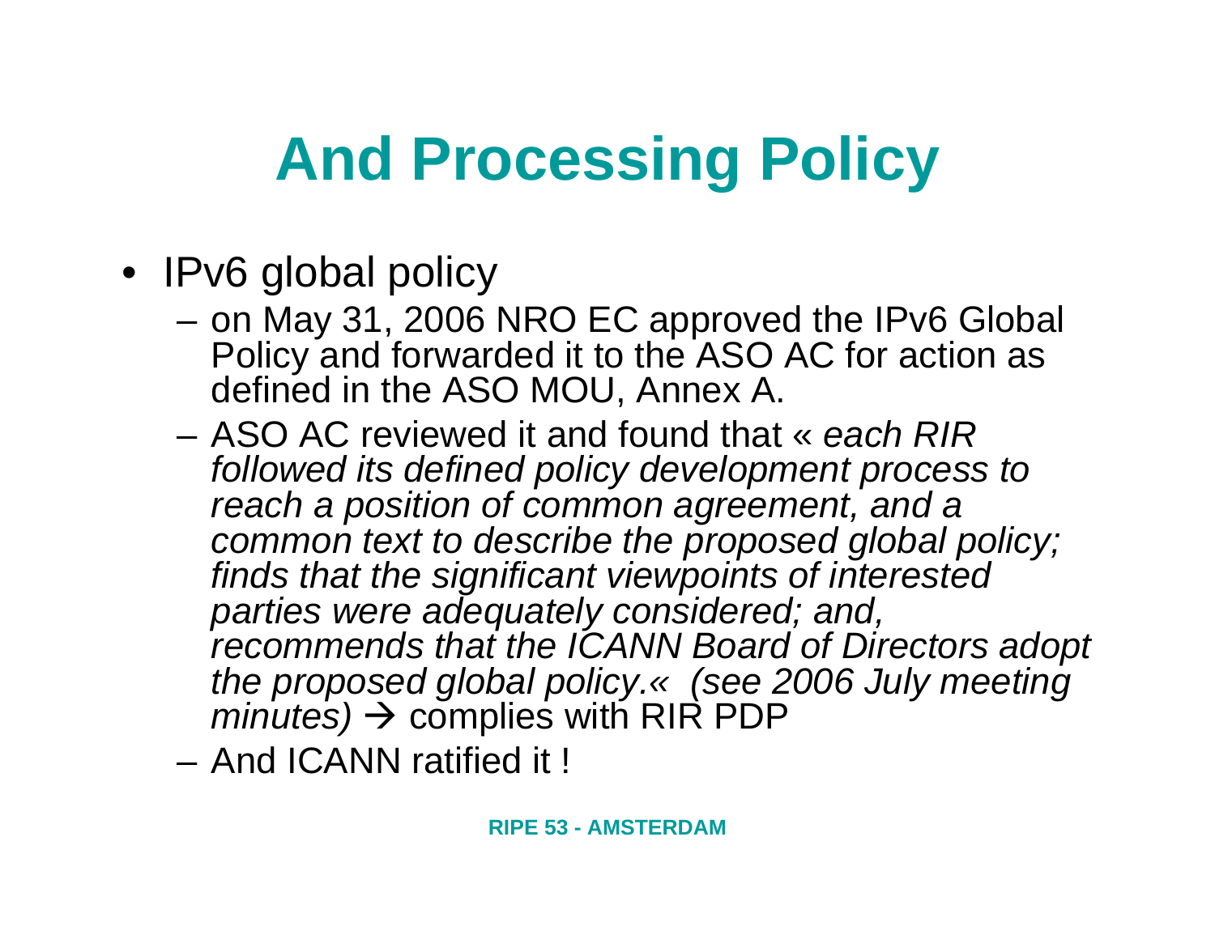# And Processing Policy

- IPv6 global policy
  - on May 31, 2006 NRO EC approved the IPv6 Global Policy and forwarded it to the ASO AC for action as defined in the ASO MOU, Annex A.
  - ASO AC reviewed it and found that « *each RIR followed its defined policy development process to reach a position of common agreement, and a common text to describe the proposed global policy; finds that the significant viewpoints of interested parties were adequately considered; and, recommends that the ICANN Board of Directors adopt the proposed global policy.« (see 2006 July meeting minutes)* → complies with RIR PDP
  - And ICANN ratified it !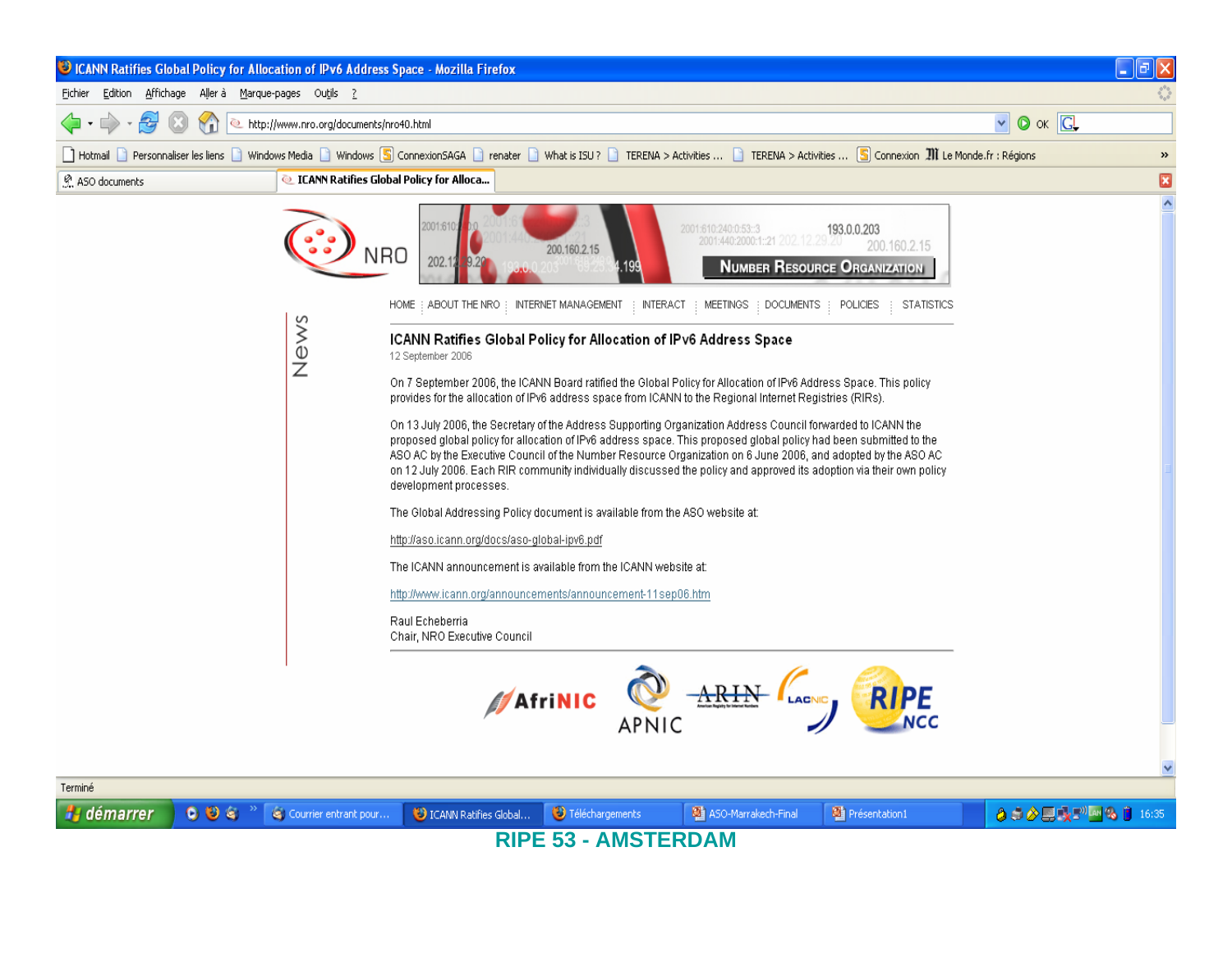## ICANN Ratifies Global Policy for Allocation of IPv6 Address Space

12 September 2006

On 7 September 2006, the ICANN Board ratified the Global Policy for Allocation of IPv6 Address Space. This policy provides for the allocation of IPv6 address space from ICANN to the Regional Internet Registries (RIRs).

On 13 July 2006, the Secretary of the Address Supporting Organization Address Council forwarded to ICANN the proposed global policy for allocation of IPv6 address space. This proposed global policy had been submitted to the ASO AC by the Executive Council of the Number Resource Organization on 6 June 2006, and adopted by the ASO AC on 12 July 2006. Each RIR community individually discussed the policy and approved its adoption via their own policy development processes.

The Global Addressing Policy document is available from the ASO website at:

http://aso.icann.org/docs/aso-global-ipv6.pdf

The ICANN announcement is available from the ICANN website at:

http://www.icann.org/announcements/announcement-11sep06.htm

Raul Echeberria
Chair, NRO Executive Council

**RIPE 53 - AMSTERDAM**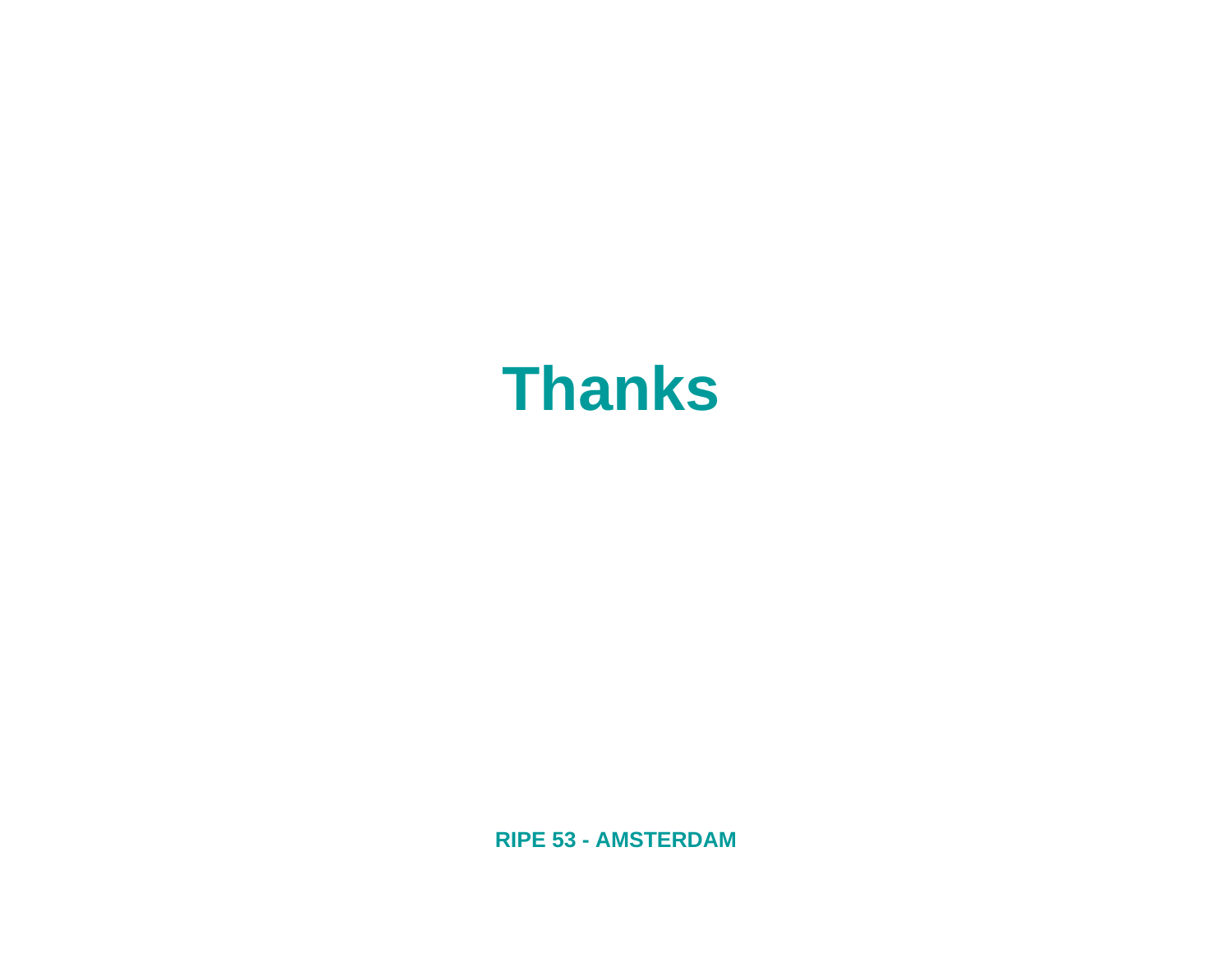# Thanks